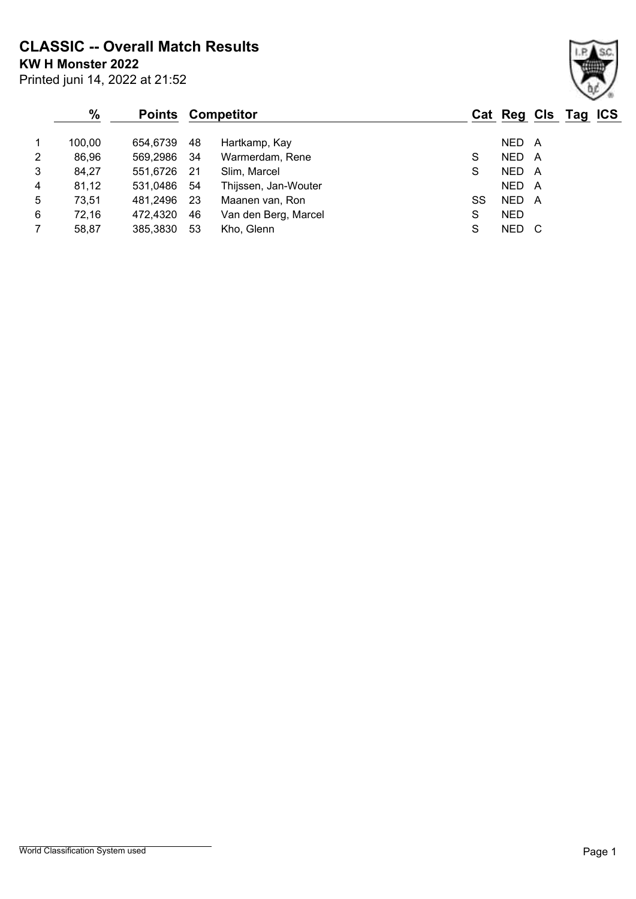# CLASSIC -- Overall Match Results

**KW H Monster 2022**

Printed juni 14, 2022 at 21:52

| | % | Points | Competitor | | Cat | Reg | Cls | Tag | ICS |
|---|---|---|---|---|---|---|---|---|---|
| 1 | 100,00 | 654,6739 | 48 | Hartkamp, Kay | | NED | A | | |
| 2 | 86,96 | 569,2986 | 34 | Warmerdam, Rene | S | NED | A | | |
| 3 | 84,27 | 551,6726 | 21 | Slim, Marcel | S | NED | A | | |
| 4 | 81,12 | 531,0486 | 54 | Thijssen, Jan-Wouter | | NED | A | | |
| 5 | 73,51 | 481,2496 | 23 | Maanen van, Ron | SS | NED | A | | |
| 6 | 72,16 | 472,4320 | 46 | Van den Berg, Marcel | S | NED | | | |
| 7 | 58,87 | 385,3830 | 53 | Kho, Glenn | S | NED | C | | |

World Classification System used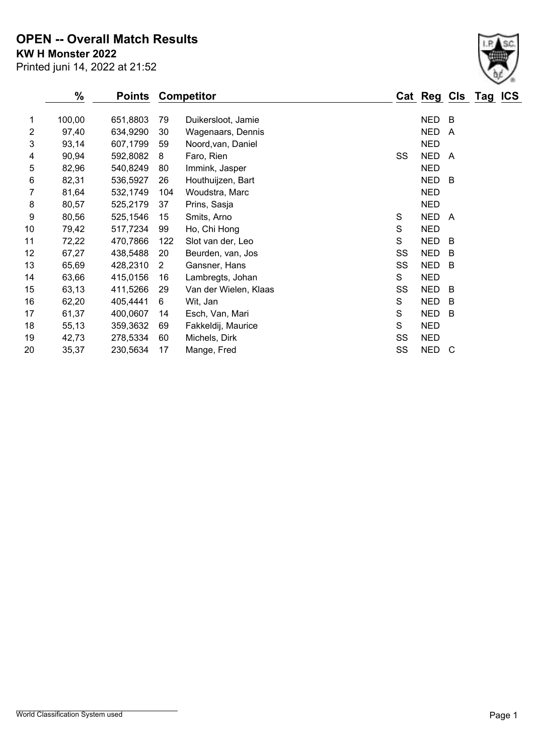# OPEN -- Overall Match Results

**KW H Monster 2022**

Printed juni 14, 2022 at 21:52

| | % | Points | Competitor | | Cat | Reg | Cls | Tag | ICS |
|---|---|---|---|---|---|---|---|---|---|
| 1 | 100,00 | 651,8803 | 79 | Duikersloot, Jamie | | NED | B | | |
| 2 | 97,40 | 634,9290 | 30 | Wagenaars, Dennis | | NED | A | | |
| 3 | 93,14 | 607,1799 | 59 | Noord,van, Daniel | | NED | | | |
| 4 | 90,94 | 592,8082 | 8 | Faro, Rien | SS | NED | A | | |
| 5 | 82,96 | 540,8249 | 80 | Immink, Jasper | | NED | | | |
| 6 | 82,31 | 536,5927 | 26 | Houthuijzen, Bart | | NED | B | | |
| 7 | 81,64 | 532,1749 | 104 | Woudstra, Marc | | NED | | | |
| 8 | 80,57 | 525,2179 | 37 | Prins, Sasja | | NED | | | |
| 9 | 80,56 | 525,1546 | 15 | Smits, Arno | S | NED | A | | |
| 10 | 79,42 | 517,7234 | 99 | Ho, Chi Hong | S | NED | | | |
| 11 | 72,22 | 470,7866 | 122 | Slot van der, Leo | S | NED | B | | |
| 12 | 67,27 | 438,5488 | 20 | Beurden, van, Jos | SS | NED | B | | |
| 13 | 65,69 | 428,2310 | 2 | Gansner, Hans | SS | NED | B | | |
| 14 | 63,66 | 415,0156 | 16 | Lambregts, Johan | S | NED | | | |
| 15 | 63,13 | 411,5266 | 29 | Van der Wielen, Klaas | SS | NED | B | | |
| 16 | 62,20 | 405,4441 | 6 | Wit, Jan | S | NED | B | | |
| 17 | 61,37 | 400,0607 | 14 | Esch, Van, Mari | S | NED | B | | |
| 18 | 55,13 | 359,3632 | 69 | Fakkeldij, Maurice | S | NED | | | |
| 19 | 42,73 | 278,5334 | 60 | Michels, Dirk | SS | NED | | | |
| 20 | 35,37 | 230,5634 | 17 | Mange, Fred | SS | NED | C | | |

World Classification System used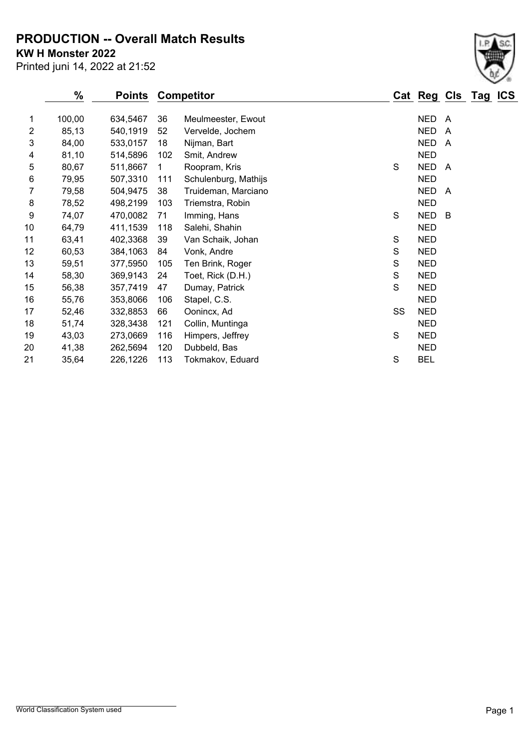# PRODUCTION -- Overall Match Results

**KW H Monster 2022**

Printed juni 14, 2022 at 21:52

| | % | Points | Competitor | | Cat | Reg | Cls | Tag | ICS |
|---|---|---|---|---|---|---|---|---|---|
| 1 | 100,00 | 634,5467 | 36 | Meulmeester, Ewout | | NED | A | | |
| 2 | 85,13 | 540,1919 | 52 | Vervelde, Jochem | | NED | A | | |
| 3 | 84,00 | 533,0157 | 18 | Nijman, Bart | | NED | A | | |
| 4 | 81,10 | 514,5896 | 102 | Smit, Andrew | | NED | | | |
| 5 | 80,67 | 511,8667 | 1 | Roopram, Kris | S | NED | A | | |
| 6 | 79,95 | 507,3310 | 111 | Schulenburg, Mathijs | | NED | | | |
| 7 | 79,58 | 504,9475 | 38 | Truideman, Marciano | | NED | A | | |
| 8 | 78,52 | 498,2199 | 103 | Triemstra, Robin | | NED | | | |
| 9 | 74,07 | 470,0082 | 71 | Imming, Hans | S | NED | B | | |
| 10 | 64,79 | 411,1539 | 118 | Salehi, Shahin | | NED | | | |
| 11 | 63,41 | 402,3368 | 39 | Van Schaik, Johan | S | NED | | | |
| 12 | 60,53 | 384,1063 | 84 | Vonk, Andre | S | NED | | | |
| 13 | 59,51 | 377,5950 | 105 | Ten Brink, Roger | S | NED | | | |
| 14 | 58,30 | 369,9143 | 24 | Toet, Rick (D.H.) | S | NED | | | |
| 15 | 56,38 | 357,7419 | 47 | Dumay, Patrick | S | NED | | | |
| 16 | 55,76 | 353,8066 | 106 | Stapel, C.S. | | NED | | | |
| 17 | 52,46 | 332,8853 | 66 | Oonincx, Ad | SS | NED | | | |
| 18 | 51,74 | 328,3438 | 121 | Collin, Muntinga | | NED | | | |
| 19 | 43,03 | 273,0669 | 116 | Himpers, Jeffrey | S | NED | | | |
| 20 | 41,38 | 262,5694 | 120 | Dubbeld, Bas | | NED | | | |
| 21 | 35,64 | 226,1226 | 113 | Tokmakov, Eduard | S | BEL | | | |

World Classification System used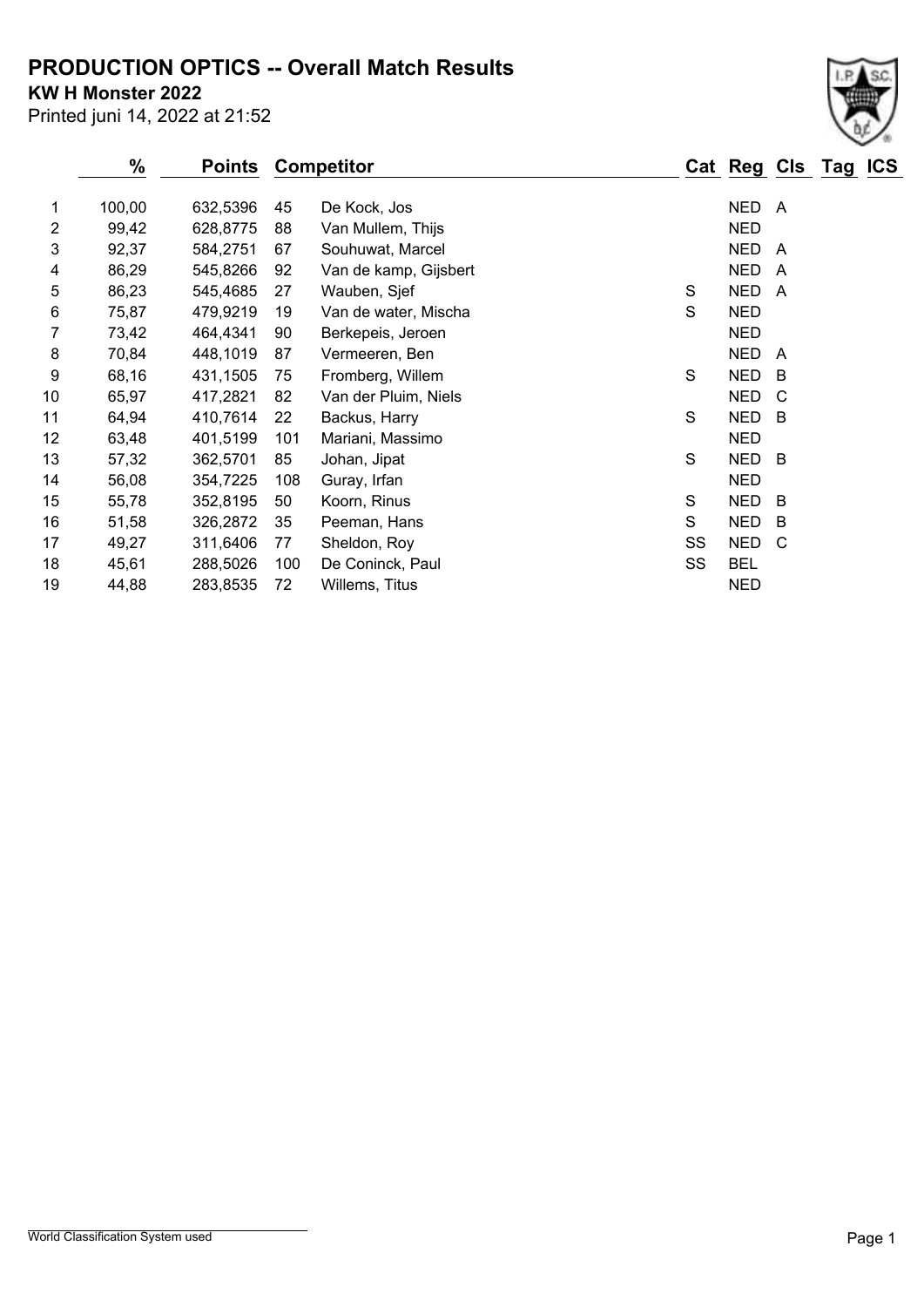# PRODUCTION OPTICS -- Overall Match Results

**KW H Monster 2022**

Printed juni 14, 2022 at 21:52

| | % | Points | Competitor | | Cat | Reg | Cls | Tag | ICS |
|---|---|---|---|---|---|---|---|---|---|
| 1 | 100,00 | 632,5396 | 45 | De Kock, Jos | | NED | A | | |
| 2 | 99,42 | 628,8775 | 88 | Van Mullem, Thijs | | NED | | | |
| 3 | 92,37 | 584,2751 | 67 | Souhuwat, Marcel | | NED | A | | |
| 4 | 86,29 | 545,8266 | 92 | Van de kamp, Gijsbert | | NED | A | | |
| 5 | 86,23 | 545,4685 | 27 | Wauben, Sjef | S | NED | A | | |
| 6 | 75,87 | 479,9219 | 19 | Van de water, Mischa | S | NED | | | |
| 7 | 73,42 | 464,4341 | 90 | Berkepeis, Jeroen | | NED | | | |
| 8 | 70,84 | 448,1019 | 87 | Vermeeren, Ben | | NED | A | | |
| 9 | 68,16 | 431,1505 | 75 | Fromberg, Willem | S | NED | B | | |
| 10 | 65,97 | 417,2821 | 82 | Van der Pluim, Niels | | NED | C | | |
| 11 | 64,94 | 410,7614 | 22 | Backus, Harry | S | NED | B | | |
| 12 | 63,48 | 401,5199 | 101 | Mariani, Massimo | | NED | | | |
| 13 | 57,32 | 362,5701 | 85 | Johan, Jipat | S | NED | B | | |
| 14 | 56,08 | 354,7225 | 108 | Guray, Irfan | | NED | | | |
| 15 | 55,78 | 352,8195 | 50 | Koorn, Rinus | S | NED | B | | |
| 16 | 51,58 | 326,2872 | 35 | Peeman, Hans | S | NED | B | | |
| 17 | 49,27 | 311,6406 | 77 | Sheldon, Roy | SS | NED | C | | |
| 18 | 45,61 | 288,5026 | 100 | De Coninck, Paul | SS | BEL | | | |
| 19 | 44,88 | 283,8535 | 72 | Willems, Titus | | NED | | | |

World Classification System used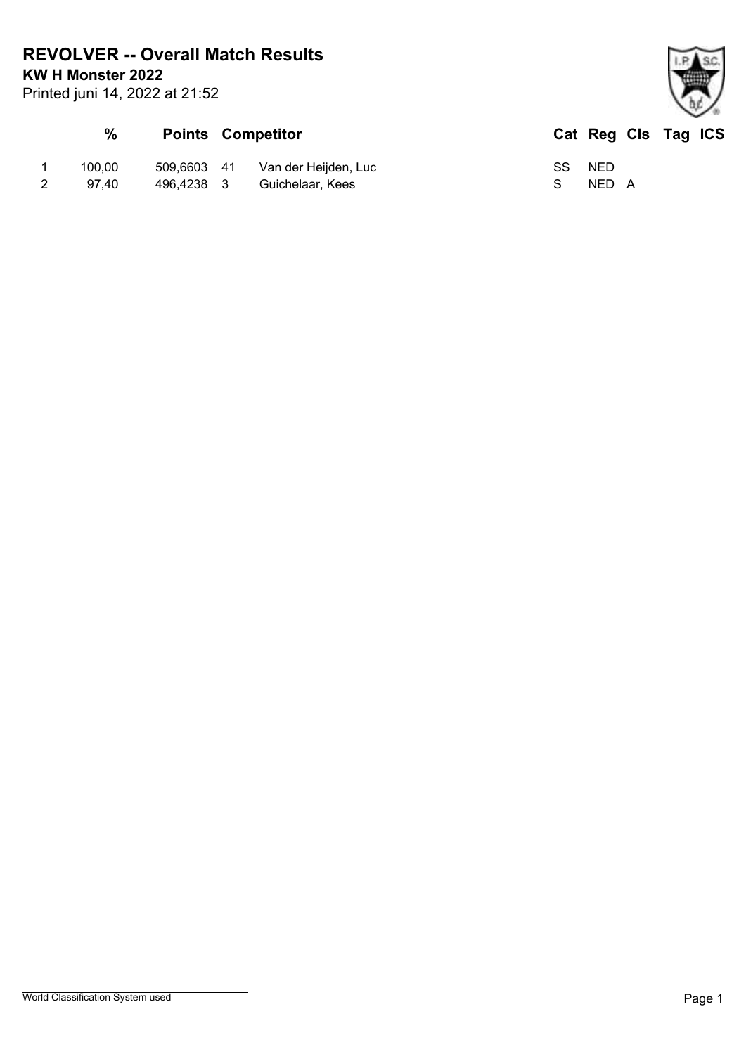# REVOLVER -- Overall Match Results

**KW H Monster 2022**

Printed juni 14, 2022 at 21:52

| | % | Points | | Competitor | Cat | Reg | Cls | Tag | ICS |
|---|---|---|---|---|---|---|---|---|---|
| 1 | 100,00 | 509,6603 | 41 | Van der Heijden, Luc | SS | NED | | | |
| 2 | 97,40 | 496,4238 | 3 | Guichelaar, Kees | S | NED | A | | |

World Classification System used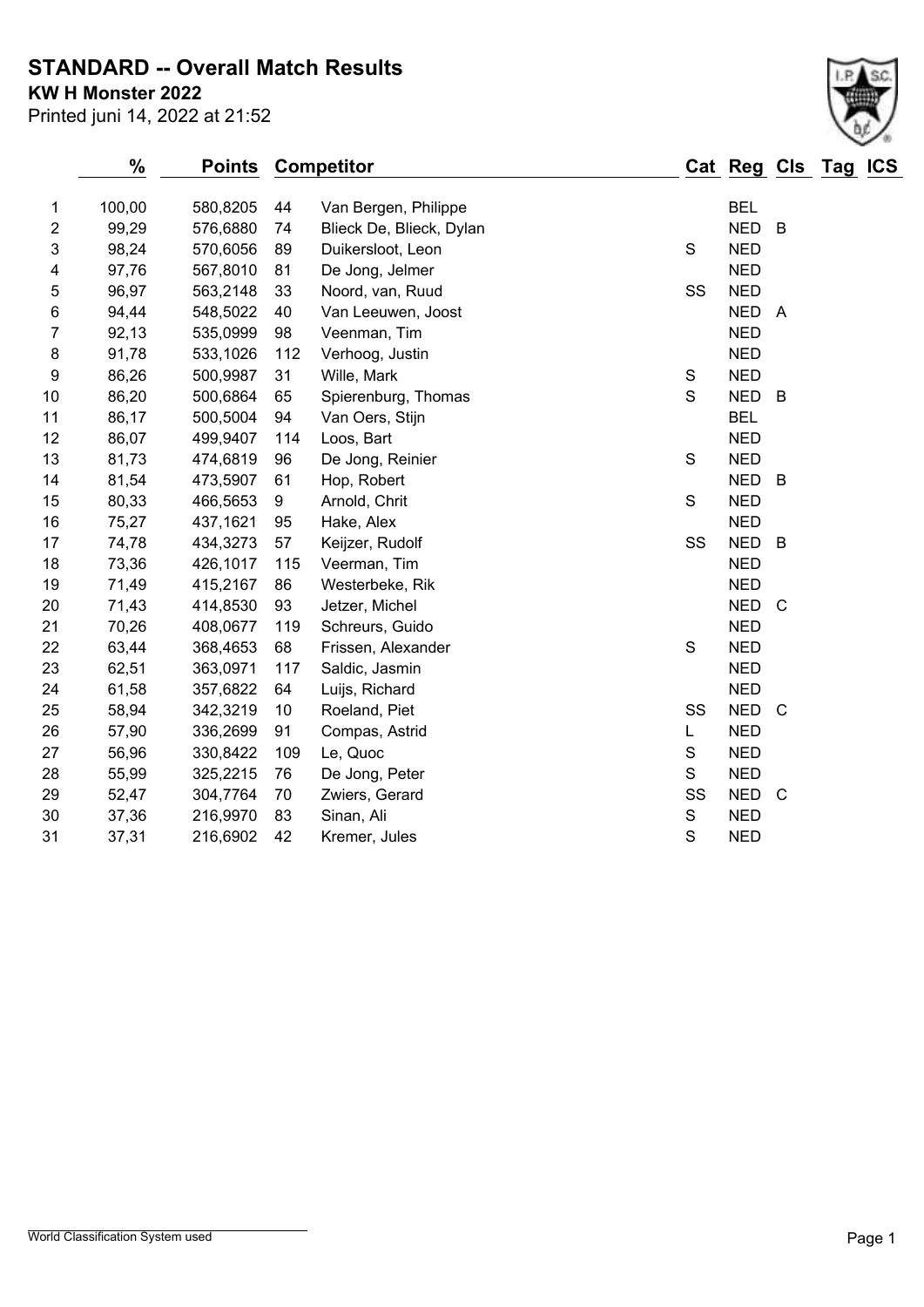# STANDARD -- Overall Match Results

**KW H Monster 2022**

Printed juni 14, 2022 at 21:52

| | % | Points | Competitor | | Cat | Reg | Cls | Tag | ICS |
|---|---|---|---|---|---|---|---|---|---|
| 1 | 100,00 | 580,8205 | 44 | Van Bergen, Philippe | | BEL | | | |
| 2 | 99,29 | 576,6880 | 74 | Blieck De, Blieck, Dylan | | NED | B | | |
| 3 | 98,24 | 570,6056 | 89 | Duikersloot, Leon | S | NED | | | |
| 4 | 97,76 | 567,8010 | 81 | De Jong, Jelmer | | NED | | | |
| 5 | 96,97 | 563,2148 | 33 | Noord, van, Ruud | SS | NED | | | |
| 6 | 94,44 | 548,5022 | 40 | Van Leeuwen, Joost | | NED | A | | |
| 7 | 92,13 | 535,0999 | 98 | Veenman, Tim | | NED | | | |
| 8 | 91,78 | 533,1026 | 112 | Verhoog, Justin | | NED | | | |
| 9 | 86,26 | 500,9987 | 31 | Wille, Mark | S | NED | | | |
| 10 | 86,20 | 500,6864 | 65 | Spierenburg, Thomas | S | NED | B | | |
| 11 | 86,17 | 500,5004 | 94 | Van Oers, Stijn | | BEL | | | |
| 12 | 86,07 | 499,9407 | 114 | Loos, Bart | | NED | | | |
| 13 | 81,73 | 474,6819 | 96 | De Jong, Reinier | S | NED | | | |
| 14 | 81,54 | 473,5907 | 61 | Hop, Robert | | NED | B | | |
| 15 | 80,33 | 466,5653 | 9 | Arnold, Chrit | S | NED | | | |
| 16 | 75,27 | 437,1621 | 95 | Hake, Alex | | NED | | | |
| 17 | 74,78 | 434,3273 | 57 | Keijzer, Rudolf | SS | NED | B | | |
| 18 | 73,36 | 426,1017 | 115 | Veerman, Tim | | NED | | | |
| 19 | 71,49 | 415,2167 | 86 | Westerbeke, Rik | | NED | | | |
| 20 | 71,43 | 414,8530 | 93 | Jetzer, Michel | | NED | C | | |
| 21 | 70,26 | 408,0677 | 119 | Schreurs, Guido | | NED | | | |
| 22 | 63,44 | 368,4653 | 68 | Frissen, Alexander | S | NED | | | |
| 23 | 62,51 | 363,0971 | 117 | Saldic, Jasmin | | NED | | | |
| 24 | 61,58 | 357,6822 | 64 | Luijs, Richard | | NED | | | |
| 25 | 58,94 | 342,3219 | 10 | Roeland, Piet | SS | NED | C | | |
| 26 | 57,90 | 336,2699 | 91 | Compas, Astrid | L | NED | | | |
| 27 | 56,96 | 330,8422 | 109 | Le, Quoc | S | NED | | | |
| 28 | 55,99 | 325,2215 | 76 | De Jong, Peter | S | NED | | | |
| 29 | 52,47 | 304,7764 | 70 | Zwiers, Gerard | SS | NED | C | | |
| 30 | 37,36 | 216,9970 | 83 | Sinan, Ali | S | NED | | | |
| 31 | 37,31 | 216,6902 | 42 | Kremer, Jules | S | NED | | | |

World Classification System used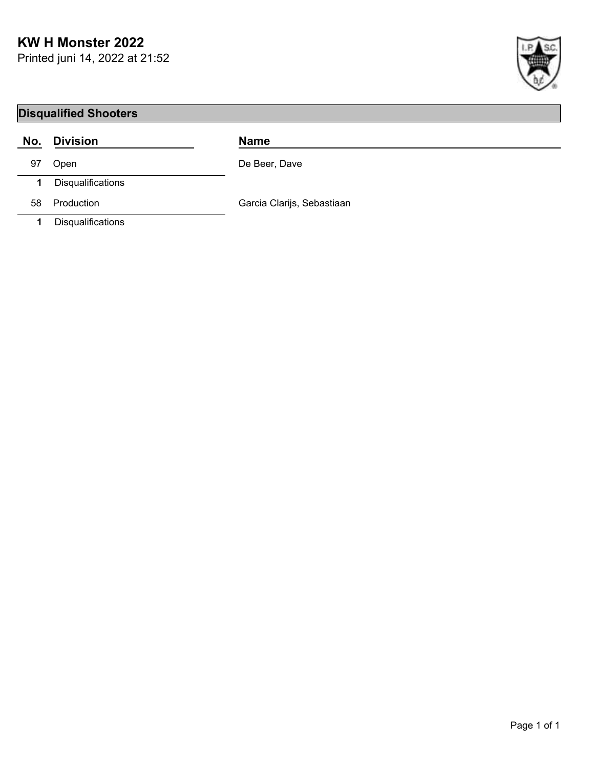# KW H Monster 2022

Printed juni 14, 2022 at 21:52

## Disqualified Shooters

| No. | Division | Name |
|---|---|---|
| 97 | Open | De Beer, Dave |
| **1** | Disqualifications | |
| 58 | Production | Garcia Clarijs, Sebastiaan |
| **1** | Disqualifications | |